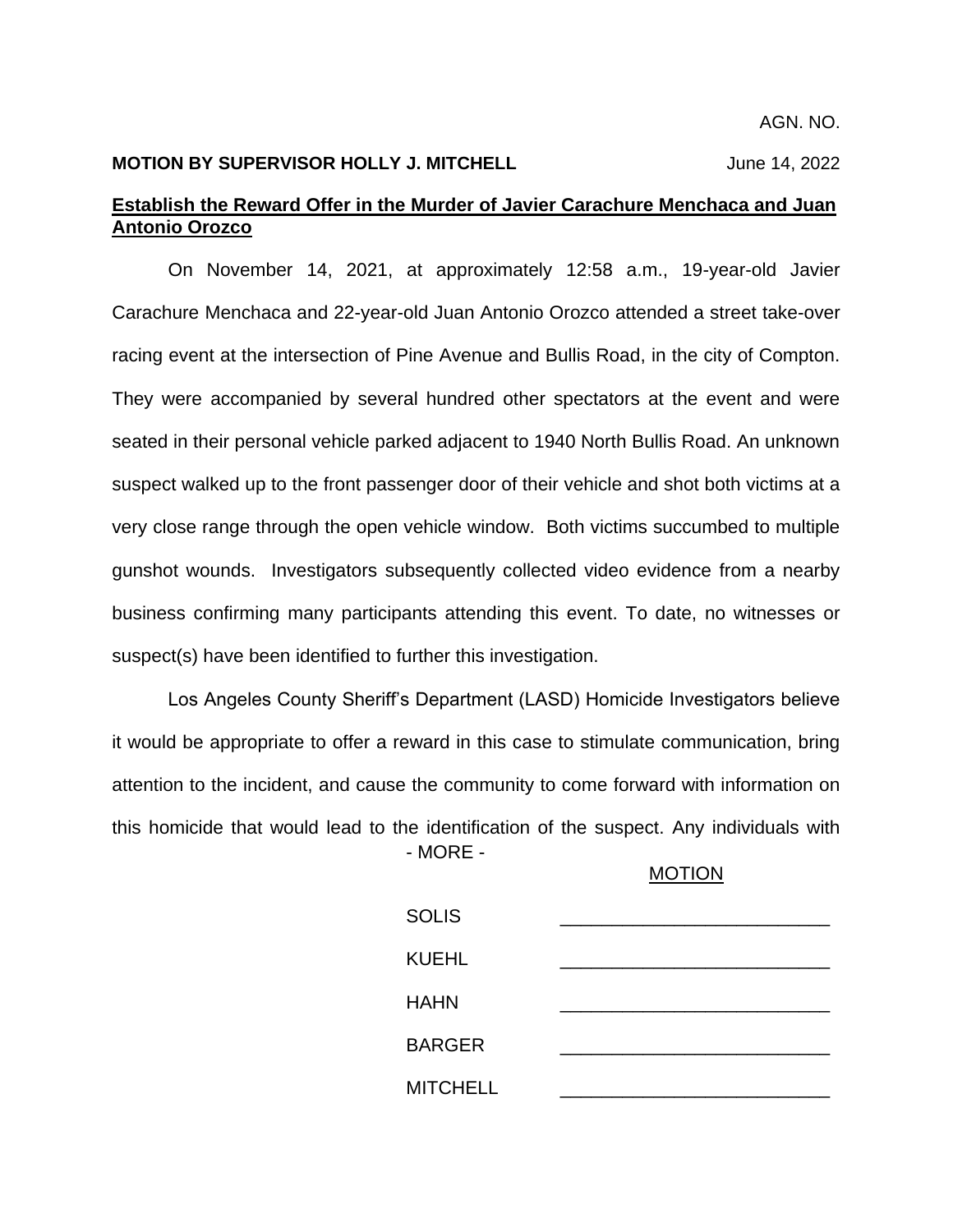AGN. NO.

**MOTION BY SUPERVISOR HOLLY J. MITCHELL** June 14, 2022

**Establish the Reward Offer in the Murder of Javier Carachure Menchaca and Juan Antonio Orozco**

On November 14, 2021, at approximately 12:58 a.m., 19-year-old Javier Carachure Menchaca and 22-year-old Juan Antonio Orozco attended a street take-over racing event at the intersection of Pine Avenue and Bullis Road, in the city of Compton. They were accompanied by several hundred other spectators at the event and were seated in their personal vehicle parked adjacent to 1940 North Bullis Road. An unknown suspect walked up to the front passenger door of their vehicle and shot both victims at a very close range through the open vehicle window. Both victims succumbed to multiple gunshot wounds. Investigators subsequently collected video evidence from a nearby business confirming many participants attending this event. To date, no witnesses or suspect(s) have been identified to further this investigation.

Los Angeles County Sheriff's Department (LASD) Homicide Investigators believe it would be appropriate to offer a reward in this case to stimulate communication, bring attention to the incident, and cause the community to come forward with information on this homicide that would lead to the identification of the suspect. Any individuals with

- MORE -

| | MOTION |
|---|---|
| SOLIS | _______________ |
| KUEHL | _______________ |
| HAHN | _______________ |
| BARGER | _______________ |
| MITCHELL | _______________ |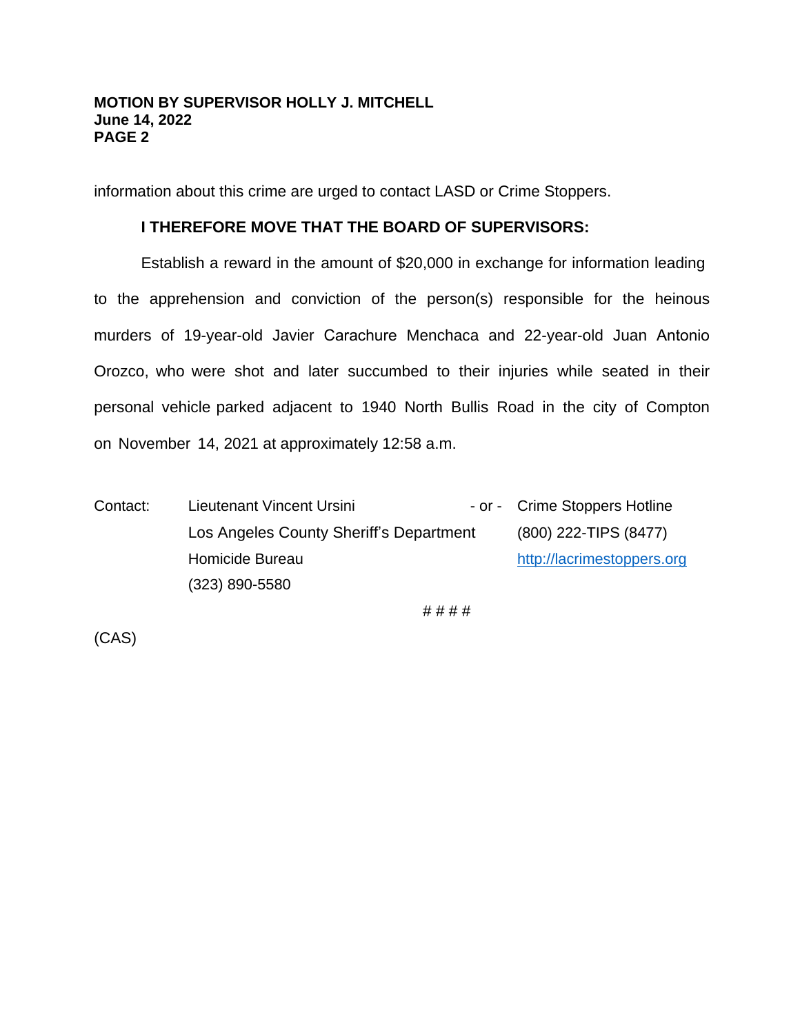information about this crime are urged to contact LASD or Crime Stoppers.

**I THEREFORE MOVE THAT THE BOARD OF SUPERVISORS:**

Establish a reward in the amount of $20,000 in exchange for information leading to the apprehension and conviction of the person(s) responsible for the heinous murders of 19-year-old Javier Carachure Menchaca and 22-year-old Juan Antonio Orozco, who were shot and later succumbed to their injuries while seated in their personal vehicle parked adjacent to 1940 North Bullis Road in the city of Compton on November 14, 2021 at approximately 12:58 a.m.

| | | | |
|---|---|---|---|
| Contact: | Lieutenant Vincent Ursini<br>Los Angeles County Sheriff's Department<br>Homicide Bureau<br>(323) 890-5580 | - or - | Crime Stoppers Hotline<br>(800) 222-TIPS (8477)<br>http://lacrimestoppers.org |

# # # #

(CAS)